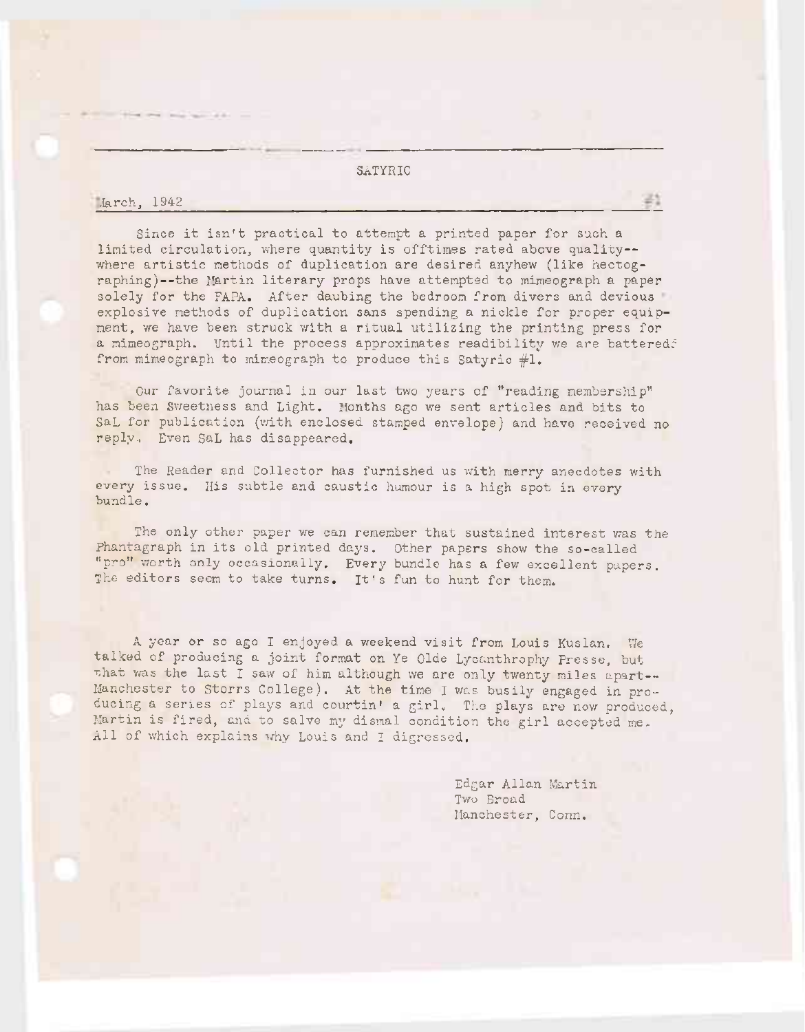# SATYRIC

March, 1942 #1

Since it isn't practical to attempt a printed paper for such a limited circulation, where quantity is offtimes rated above quality--where artistic methods of duplication are desired anyhew (like hectographing)--the Martin literary props have attempted to mimeograph a paper solely for the FAPA. After daubing the bedroom from divers and devious explosive methods of duplication sans spending a nickle for proper equipment, we have been struck with a ritual utilizing the printing press for a mimeograph. Until the process approximates readibility we are battered from mimeograph to mimeograph to produce this Satyric #1.

Our favorite journal in our last two years of "reading membership" has been Sweetness and Light. Months ago we sent articles and bits to SaL for publication (with enclosed stamped envelope) and have received no reply. Even SaL has disappeared.

The Reader and Collector has furnished us with merry anecdotes with every issue. His subtle and caustic humour is a high spot in every bundle.

The only other paper we can remember that sustained interest was the Phantagraph in its old printed days. Other papers show the so-called "pro" worth only occasionally. Every bundle has a few excellent papers. The editors seem to take turns. It's fun to hunt for them.

A year or so ago I enjoyed a weekend visit from Louis Kuslan. We talked of producing a joint format on Ye Olde Lycanthrophy Presse, but that was the last I saw of him although we are only twenty miles apart--Manchester to Storrs College). At the time I was busily engaged in producing a series of plays and courtin' a girl. The plays are now produced, Martin is fired, and to salve my dismal condition the girl accepted me. All of which explains why Louis and I digressed.

Edgar Allan Martin
Two Broad
Manchester, Conn.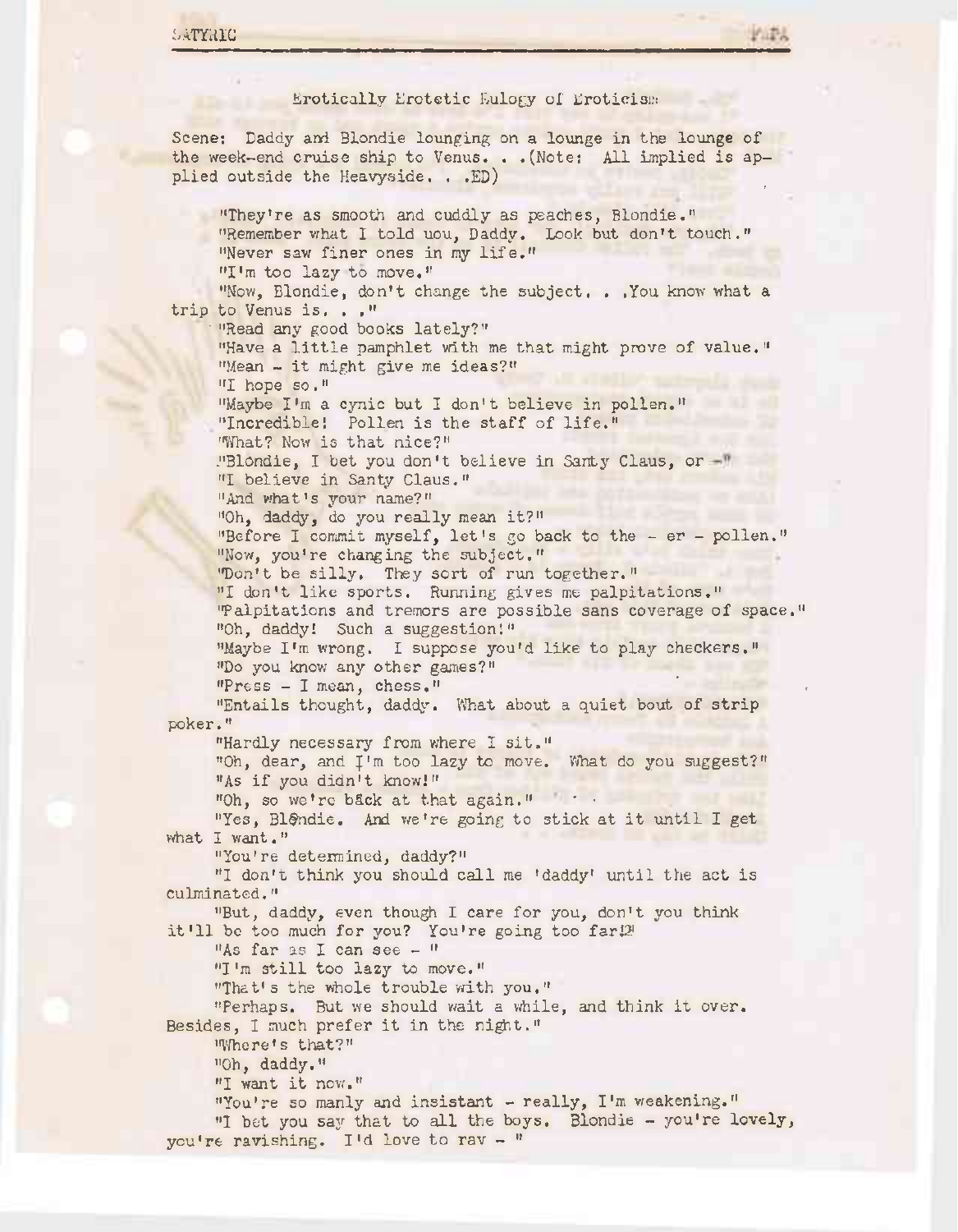Erotically Erotetic Eulogy of Eroticism

Scene: Daddy and Blondie lounging on a lounge in the lounge of the week-end cruise ship to Venus. . .(Note: All implied is applied outside the Heavyside. . .ED)

"They're as smooth and cuddly as peaches, Blondie."
"Remember what I told uou, Daddy. Look but don't touch."
"Never saw finer ones in my life."
"I'm too lazy to move."
"Now, Blondie, don't change the subject. . .You know what a trip to Venus is. . ."
"Read any good books lately?"
"Have a little pamphlet with me that might prove of value."
"Mean - it might give me ideas?"
"I hope so."
"Maybe I'm a cynic but I don't believe in pollen."
"Incredible! Pollen is the staff of life."
"What? Now is that nice?"
"Blondie, I bet you don't believe in Santy Claus, or -"
"I believe in Santy Claus."
"And what's your name?"
"Oh, daddy, do you really mean it?"
"Before I commit myself, let's go back to the - er - pollen."
"Now, you're changing the subject."
"Don't be silly. They sort of run together."
"I don't like sports. Running gives me palpitations."
"Palpitations and tremors are possible sans coverage of space."
"Oh, daddy! Such a suggestion!"
"Maybe I'm wrong. I suppose you'd like to play checkers."
"Do you know any other games?"
"Press - I mean, chess."
"Entails thought, daddy. What about a quiet bout of strip poker."
"Hardly necessary from where I sit."
"Oh, dear, and I'm too lazy to move. What do you suggest?"
"As if you didn't know!"
"Oh, so we're back at that again."
"Yes, Blondie. And we're going to stick at it until I get what I want."
"You're determined, daddy?"
"I don't think you should call me 'daddy' until the act is culminated."
"But, daddy, even though I care for you, don't you think it'll be too much for you? You're going too far!"
"As far as I can see - "
"I'm still too lazy to move."
"That's the whole trouble with you."
"Perhaps. But we should wait a while, and think it over. Besides, I much prefer it in the night."
"Where's that?"
"Oh, daddy."
"I want it now."
"You're so manly and insistant - really, I'm weakening."
"I bet you say that to all the boys. Blondie - you're lovely, you're ravishing. I'd love to rav - "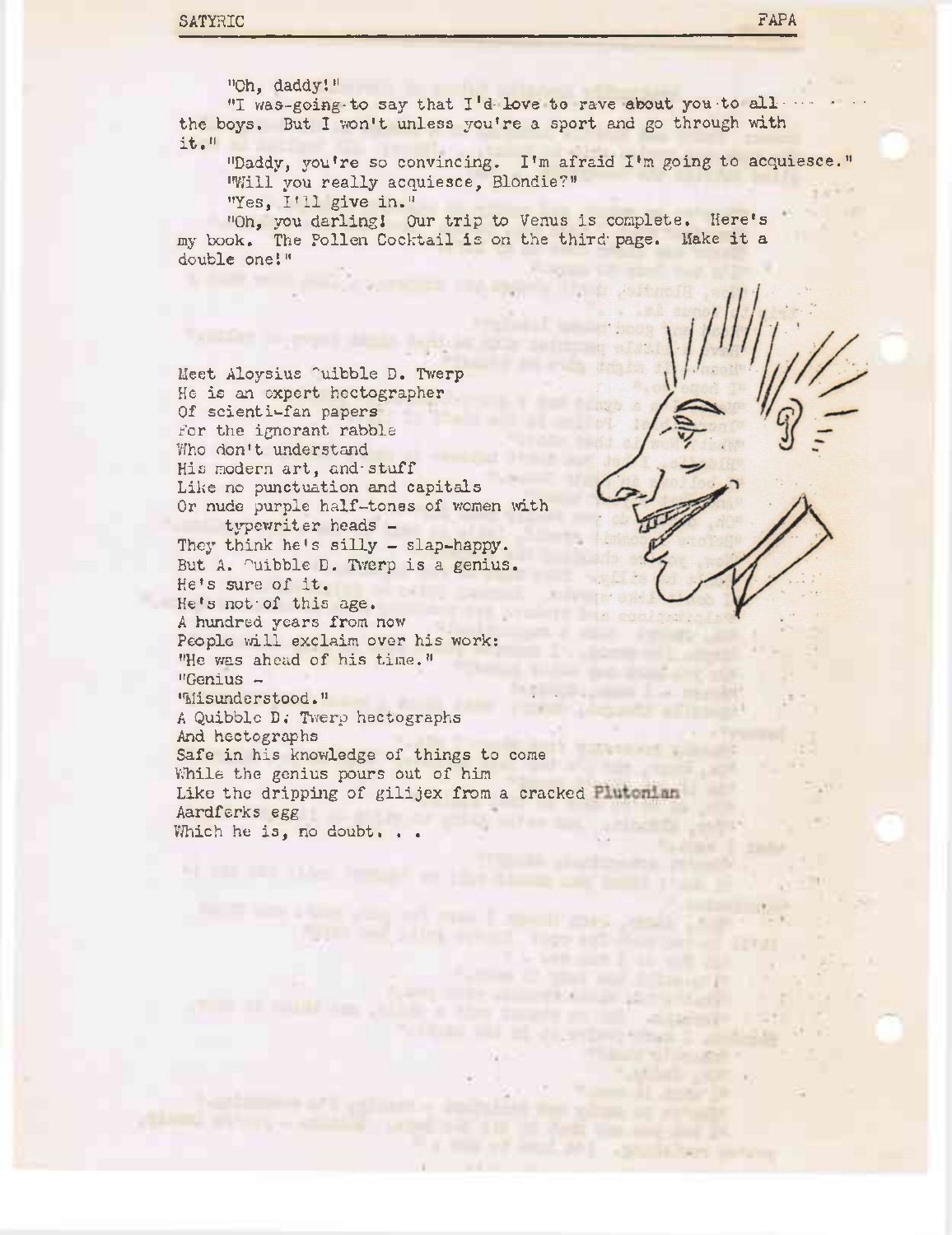"Oh, daddy!"

"I was going to say that I'd love to rave about you to all the boys. But I won't unless you're a sport and go through with it."

"Daddy, you're so convincing. I'm afraid I'm going to acquiesce."

"Will you really acquiesce, Blondie?"

"Yes, I'll give in."

"Oh, you darling! Our trip to Venus is complete. Here's my book. The Pollen Cocktail is on the third page. Make it a double one!"

Meet Aloysius Quibble D. Twerp
He is an expert hectographer
Of scienti-fan papers
For the ignorant rabble
Who don't understand
His modern art, and stuff
Like no punctuation and capitals
Or nude purple half-tones of women with
typewriter heads -
They think he's silly - slap-happy.
But A. Quibble D. Twerp is a genius.
He's sure of it.
He's not of this age.
A hundred years from now
People will exclaim over his work:
"He was ahead of his time."
"Genius -
"Misunderstood."
A Quibble D. Twerp hectographs
And hectographs
Safe in his knowledge of things to come
While the genius pours out of him
Like the dripping of gilijex from a cracked **Plutonian**
Aardferks egg
Which he is, no doubt. . .